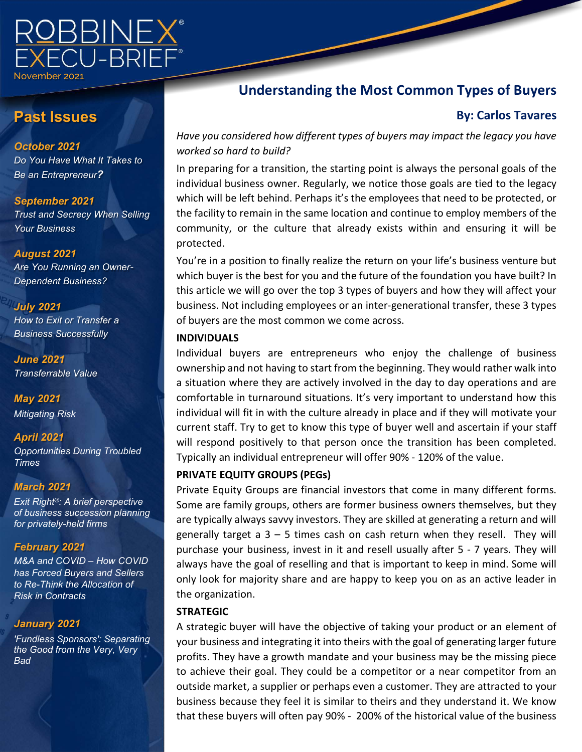# ROBBINEX® EXECU-BRIEF®

November 2021

## Past Issues

***October 2021***
*Do You Have What It Takes to Be an Entrepreneur?*

***September 2021***
*Trust and Secrecy When Selling Your Business*

***August 2021***
*Are You Running an Owner-Dependent Business?*

***July 2021***
*How to Exit or Transfer a Business Successfully*

***June 2021***
*Transferrable Value*

***May 2021***
*Mitigating Risk*

***April 2021***
*Opportunities During Troubled Times*

***March 2021***
*Exit Right®: A brief perspective of business succession planning for privately-held firms*

***February 2021***
*M&A and COVID – How COVID has Forced Buyers and Sellers to Re-Think the Allocation of Risk in Contracts*

***January 2021***
*'Fundless Sponsors': Separating the Good from the Very, Very Bad*

## Understanding the Most Common Types of Buyers

**By: Carlos Tavares**

*Have you considered how different types of buyers may impact the legacy you have worked so hard to build?*

In preparing for a transition, the starting point is always the personal goals of the individual business owner. Regularly, we notice those goals are tied to the legacy which will be left behind. Perhaps it's the employees that need to be protected, or the facility to remain in the same location and continue to employ members of the community, or the culture that already exists within and ensuring it will be protected.

You're in a position to finally realize the return on your life's business venture but which buyer is the best for you and the future of the foundation you have built? In this article we will go over the top 3 types of buyers and how they will affect your business. Not including employees or an inter-generational transfer, these 3 types of buyers are the most common we come across.

**INDIVIDUALS**

Individual buyers are entrepreneurs who enjoy the challenge of business ownership and not having to start from the beginning. They would rather walk into a situation where they are actively involved in the day to day operations and are comfortable in turnaround situations. It's very important to understand how this individual will fit in with the culture already in place and if they will motivate your current staff. Try to get to know this type of buyer well and ascertain if your staff will respond positively to that person once the transition has been completed. Typically an individual entrepreneur will offer 90% - 120% of the value.

**PRIVATE EQUITY GROUPS (PEGs)**

Private Equity Groups are financial investors that come in many different forms. Some are family groups, others are former business owners themselves, but they are typically always savvy investors. They are skilled at generating a return and will generally target a 3 – 5 times cash on cash return when they resell. They will purchase your business, invest in it and resell usually after 5 - 7 years. They will always have the goal of reselling and that is important to keep in mind. Some will only look for majority share and are happy to keep you on as an active leader in the organization.

**STRATEGIC**

A strategic buyer will have the objective of taking your product or an element of your business and integrating it into theirs with the goal of generating larger future profits. They have a growth mandate and your business may be the missing piece to achieve their goal. They could be a competitor or a near competitor from an outside market, a supplier or perhaps even a customer. They are attracted to your business because they feel it is similar to theirs and they understand it. We know that these buyers will often pay 90% - 200% of the historical value of the business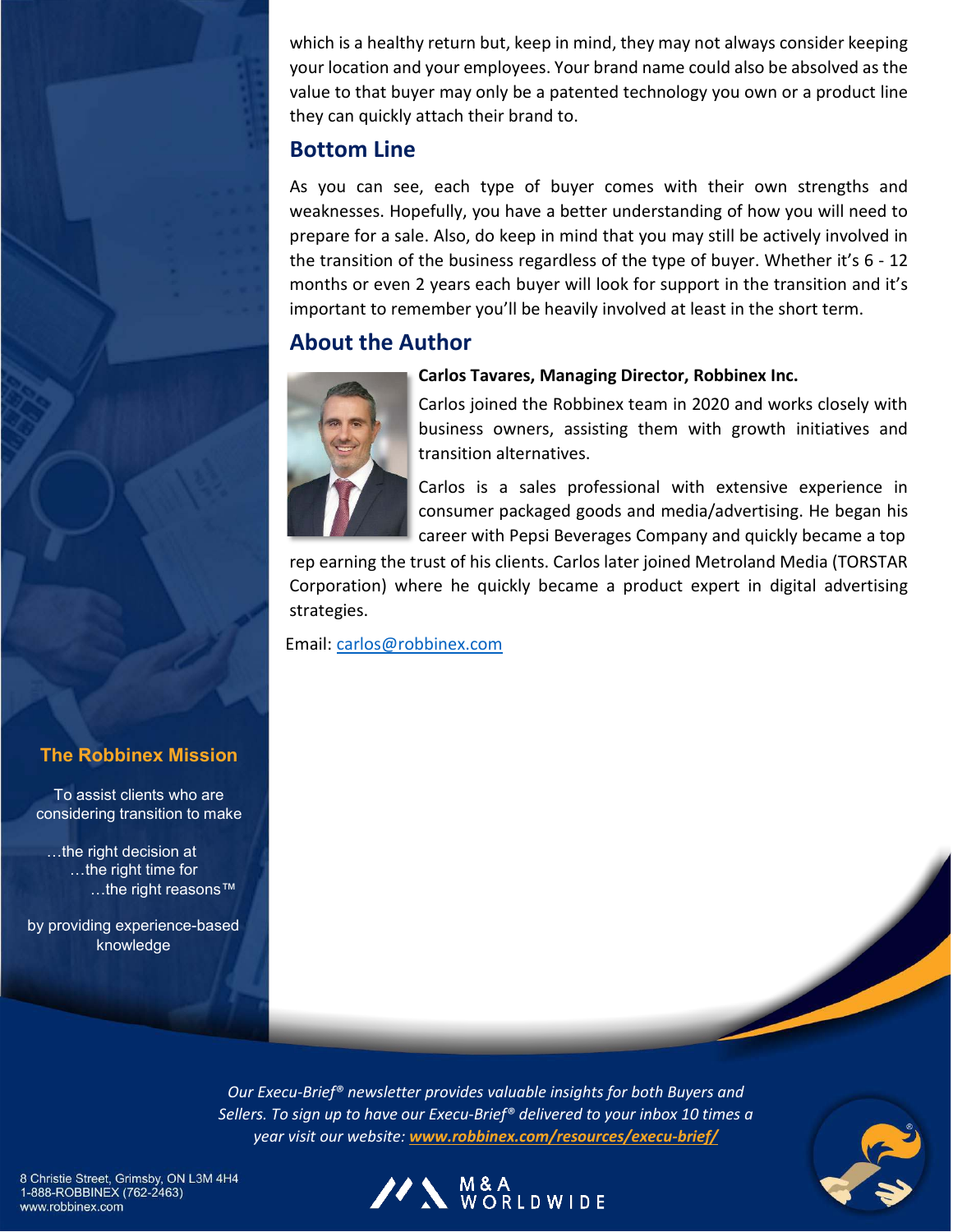which is a healthy return but, keep in mind, they may not always consider keeping your location and your employees. Your brand name could also be absolved as the value to that buyer may only be a patented technology you own or a product line they can quickly attach their brand to.

## Bottom Line

As you can see, each type of buyer comes with their own strengths and weaknesses. Hopefully, you have a better understanding of how you will need to prepare for a sale. Also, do keep in mind that you may still be actively involved in the transition of the business regardless of the type of buyer. Whether it's 6 - 12 months or even 2 years each buyer will look for support in the transition and it's important to remember you'll be heavily involved at least in the short term.

## About the Author

**Carlos Tavares, Managing Director, Robbinex Inc.**

Carlos joined the Robbinex team in 2020 and works closely with business owners, assisting them with growth initiatives and transition alternatives.

Carlos is a sales professional with extensive experience in consumer packaged goods and media/advertising. He began his career with Pepsi Beverages Company and quickly became a top rep earning the trust of his clients. Carlos later joined Metroland Media (TORSTAR Corporation) where he quickly became a product expert in digital advertising strategies.

Email: carlos@robbinex.com

### The Robbinex Mission

To assist clients who are considering transition to make

…the right decision at
…the right time for
…the right reasons™

by providing experience-based knowledge

*Our Execu-Brief® newsletter provides valuable insights for both Buyers and Sellers. To sign up to have our Execu-Brief® delivered to your inbox 10 times a year visit our website: **www.robbinex.com/resources/execu-brief/***

8 Christie Street, Grimsby, ON L3M 4H4
1-888-ROBBINEX (762-2463)
www.robbinex.com

M&A WORLDWIDE